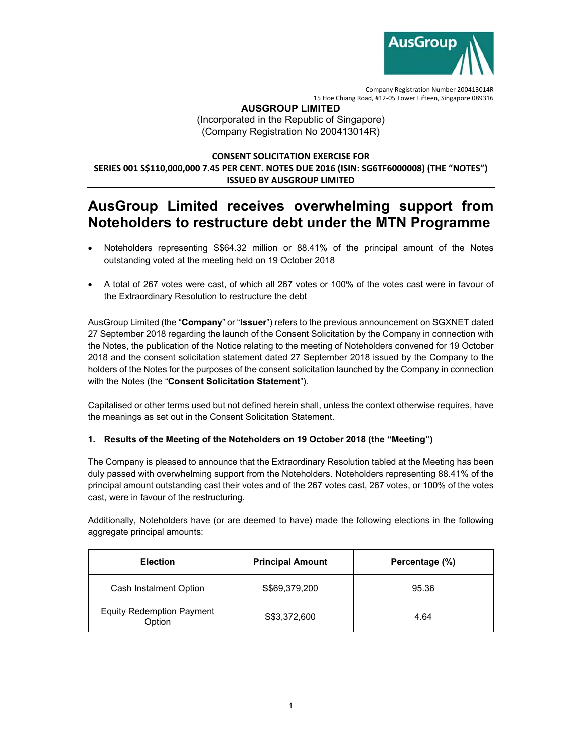Company Registration Number 200413014R
15 Hoe Chiang Road, #12-05 Tower Fifteen, Singapore 089316

**AUSGROUP LIMITED**
(Incorporated in the Republic of Singapore)
(Company Registration No 200413014R)

**CONSENT SOLICITATION EXERCISE FOR**
**SERIES 001 S$110,000,000 7.45 PER CENT. NOTES DUE 2016 (ISIN: SG6TF6000008) (THE "NOTES")**
**ISSUED BY AUSGROUP LIMITED**

# AusGroup Limited receives overwhelming support from Noteholders to restructure debt under the MTN Programme

- Noteholders representing S$64.32 million or 88.41% of the principal amount of the Notes outstanding voted at the meeting held on 19 October 2018
- A total of 267 votes were cast, of which all 267 votes or 100% of the votes cast were in favour of the Extraordinary Resolution to restructure the debt

AusGroup Limited (the "**Company**" or "**Issuer**") refers to the previous announcement on SGXNET dated 27 September 2018 regarding the launch of the Consent Solicitation by the Company in connection with the Notes, the publication of the Notice relating to the meeting of Noteholders convened for 19 October 2018 and the consent solicitation statement dated 27 September 2018 issued by the Company to the holders of the Notes for the purposes of the consent solicitation launched by the Company in connection with the Notes (the "**Consent Solicitation Statement**").

Capitalised or other terms used but not defined herein shall, unless the context otherwise requires, have the meanings as set out in the Consent Solicitation Statement.

### 1. Results of the Meeting of the Noteholders on 19 October 2018 (the "Meeting")

The Company is pleased to announce that the Extraordinary Resolution tabled at the Meeting has been duly passed with overwhelming support from the Noteholders. Noteholders representing 88.41% of the principal amount outstanding cast their votes and of the 267 votes cast, 267 votes, or 100% of the votes cast, were in favour of the restructuring.

Additionally, Noteholders have (or are deemed to have) made the following elections in the following aggregate principal amounts:

| Election | Principal Amount | Percentage (%) |
|---|---|---|
| Cash Instalment Option | S$69,379,200 | 95.36 |
| Equity Redemption Payment Option | S$3,372,600 | 4.64 |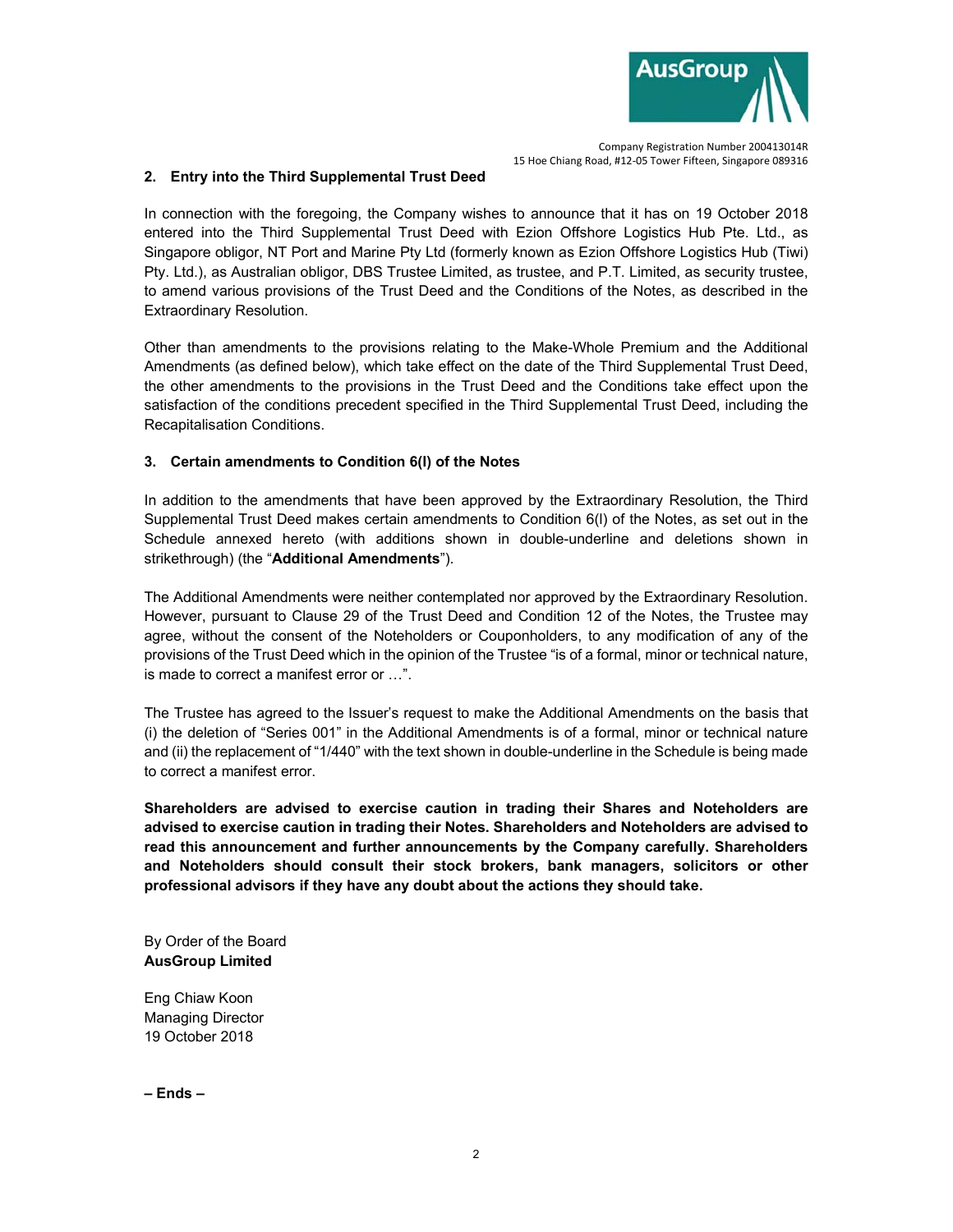## 2. Entry into the Third Supplemental Trust Deed

In connection with the foregoing, the Company wishes to announce that it has on 19 October 2018 entered into the Third Supplemental Trust Deed with Ezion Offshore Logistics Hub Pte. Ltd., as Singapore obligor, NT Port and Marine Pty Ltd (formerly known as Ezion Offshore Logistics Hub (Tiwi) Pty. Ltd.), as Australian obligor, DBS Trustee Limited, as trustee, and P.T. Limited, as security trustee, to amend various provisions of the Trust Deed and the Conditions of the Notes, as described in the Extraordinary Resolution.

Other than amendments to the provisions relating to the Make-Whole Premium and the Additional Amendments (as defined below), which take effect on the date of the Third Supplemental Trust Deed, the other amendments to the provisions in the Trust Deed and the Conditions take effect upon the satisfaction of the conditions precedent specified in the Third Supplemental Trust Deed, including the Recapitalisation Conditions.

## 3. Certain amendments to Condition 6(l) of the Notes

In addition to the amendments that have been approved by the Extraordinary Resolution, the Third Supplemental Trust Deed makes certain amendments to Condition 6(l) of the Notes, as set out in the Schedule annexed hereto (with additions shown in double-underline and deletions shown in strikethrough) (the "**Additional Amendments**").

The Additional Amendments were neither contemplated nor approved by the Extraordinary Resolution. However, pursuant to Clause 29 of the Trust Deed and Condition 12 of the Notes, the Trustee may agree, without the consent of the Noteholders or Couponholders, to any modification of any of the provisions of the Trust Deed which in the opinion of the Trustee "is of a formal, minor or technical nature, is made to correct a manifest error or …".

The Trustee has agreed to the Issuer's request to make the Additional Amendments on the basis that (i) the deletion of "Series 001" in the Additional Amendments is of a formal, minor or technical nature and (ii) the replacement of "1/440" with the text shown in double-underline in the Schedule is being made to correct a manifest error.

**Shareholders are advised to exercise caution in trading their Shares and Noteholders are advised to exercise caution in trading their Notes. Shareholders and Noteholders are advised to read this announcement and further announcements by the Company carefully. Shareholders and Noteholders should consult their stock brokers, bank managers, solicitors or other professional advisors if they have any doubt about the actions they should take.**

By Order of the Board
**AusGroup Limited**

Eng Chiaw Koon
Managing Director
19 October 2018

**– Ends –**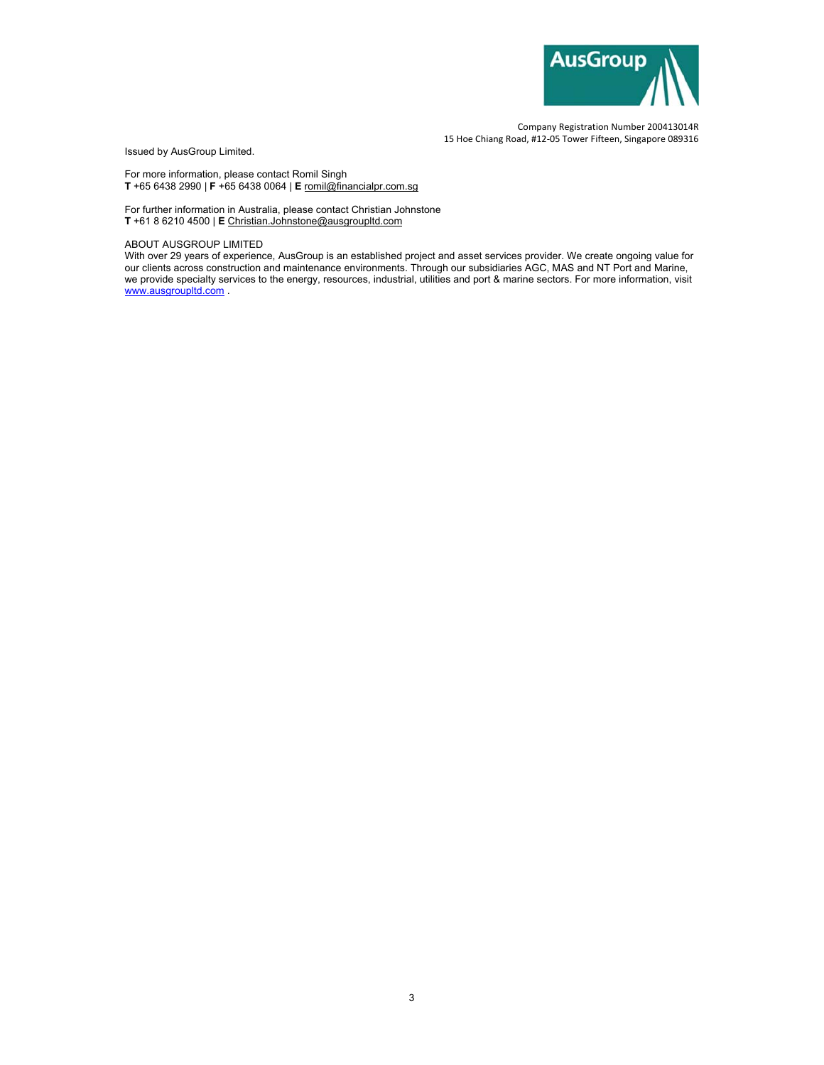Company Registration Number 200413014R
15 Hoe Chiang Road, #12-05 Tower Fifteen, Singapore 089316

Issued by AusGroup Limited.

For more information, please contact Romil Singh
**T** +65 6438 2990 | **F** +65 6438 0064 | **E** romil@financialpr.com.sg

For further information in Australia, please contact Christian Johnstone
**T** +61 8 6210 4500 | **E** Christian.Johnstone@ausgroupltd.com

ABOUT AUSGROUP LIMITED
With over 29 years of experience, AusGroup is an established project and asset services provider. We create ongoing value for our clients across construction and maintenance environments. Through our subsidiaries AGC, MAS and NT Port and Marine, we provide specialty services to the energy, resources, industrial, utilities and port & marine sectors. For more information, visit www.ausgroupltd.com .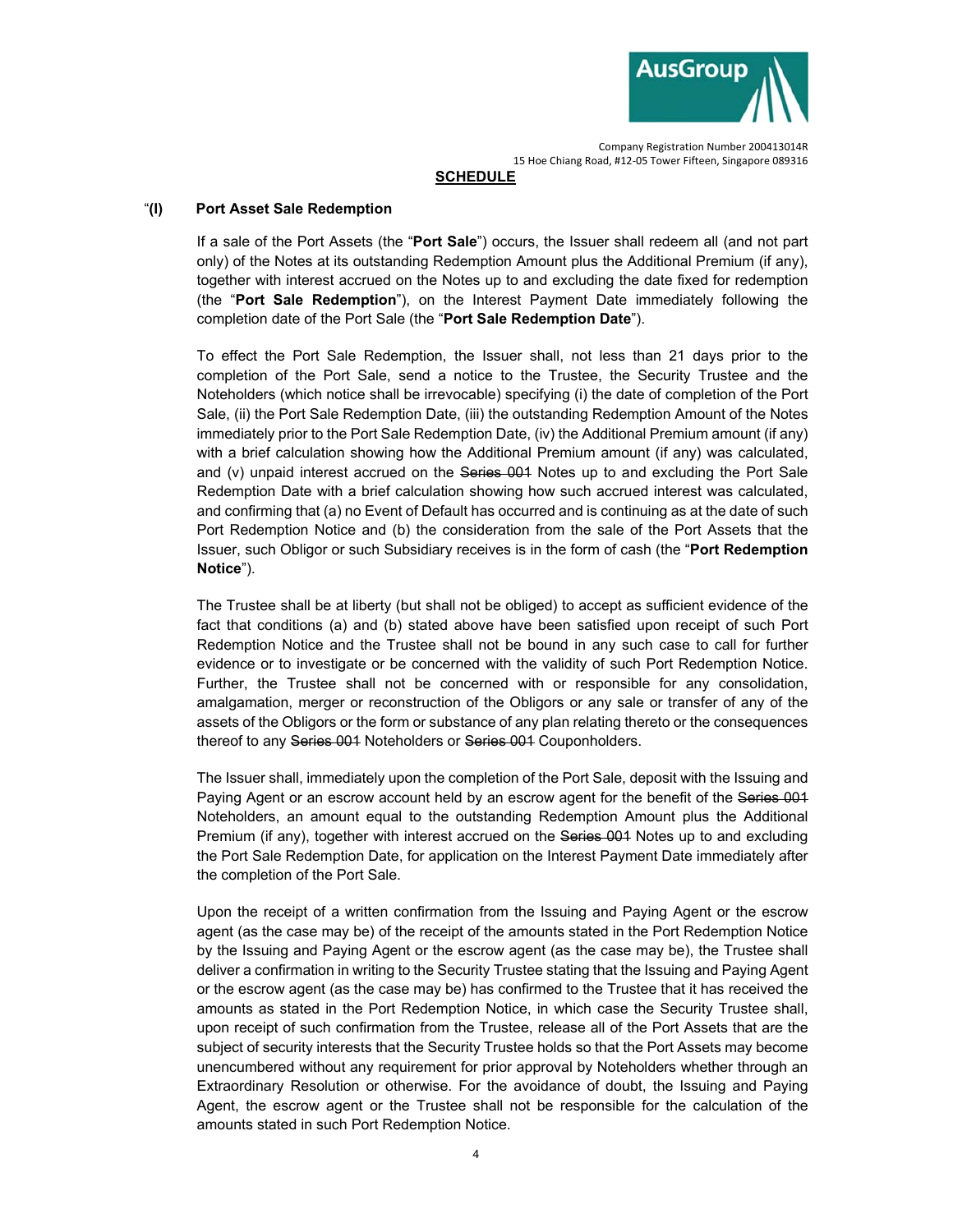**SCHEDULE**

"**(l) Port Asset Sale Redemption**

If a sale of the Port Assets (the "**Port Sale**") occurs, the Issuer shall redeem all (and not part only) of the Notes at its outstanding Redemption Amount plus the Additional Premium (if any), together with interest accrued on the Notes up to and excluding the date fixed for redemption (the "**Port Sale Redemption**"), on the Interest Payment Date immediately following the completion date of the Port Sale (the "**Port Sale Redemption Date**").

To effect the Port Sale Redemption, the Issuer shall, not less than 21 days prior to the completion of the Port Sale, send a notice to the Trustee, the Security Trustee and the Noteholders (which notice shall be irrevocable) specifying (i) the date of completion of the Port Sale, (ii) the Port Sale Redemption Date, (iii) the outstanding Redemption Amount of the Notes immediately prior to the Port Sale Redemption Date, (iv) the Additional Premium amount (if any) with a brief calculation showing how the Additional Premium amount (if any) was calculated, and (v) unpaid interest accrued on the ~~Series 001~~ Notes up to and excluding the Port Sale Redemption Date with a brief calculation showing how such accrued interest was calculated, and confirming that (a) no Event of Default has occurred and is continuing as at the date of such Port Redemption Notice and (b) the consideration from the sale of the Port Assets that the Issuer, such Obligor or such Subsidiary receives is in the form of cash (the "**Port Redemption Notice**").

The Trustee shall be at liberty (but shall not be obliged) to accept as sufficient evidence of the fact that conditions (a) and (b) stated above have been satisfied upon receipt of such Port Redemption Notice and the Trustee shall not be bound in any such case to call for further evidence or to investigate or be concerned with the validity of such Port Redemption Notice. Further, the Trustee shall not be concerned with or responsible for any consolidation, amalgamation, merger or reconstruction of the Obligors or any sale or transfer of any of the assets of the Obligors or the form or substance of any plan relating thereto or the consequences thereof to any ~~Series 001~~ Noteholders or ~~Series 001~~ Couponholders.

The Issuer shall, immediately upon the completion of the Port Sale, deposit with the Issuing and Paying Agent or an escrow account held by an escrow agent for the benefit of the ~~Series 001~~ Noteholders, an amount equal to the outstanding Redemption Amount plus the Additional Premium (if any), together with interest accrued on the ~~Series 001~~ Notes up to and excluding the Port Sale Redemption Date, for application on the Interest Payment Date immediately after the completion of the Port Sale.

Upon the receipt of a written confirmation from the Issuing and Paying Agent or the escrow agent (as the case may be) of the receipt of the amounts stated in the Port Redemption Notice by the Issuing and Paying Agent or the escrow agent (as the case may be), the Trustee shall deliver a confirmation in writing to the Security Trustee stating that the Issuing and Paying Agent or the escrow agent (as the case may be) has confirmed to the Trustee that it has received the amounts as stated in the Port Redemption Notice, in which case the Security Trustee shall, upon receipt of such confirmation from the Trustee, release all of the Port Assets that are the subject of security interests that the Security Trustee holds so that the Port Assets may become unencumbered without any requirement for prior approval by Noteholders whether through an Extraordinary Resolution or otherwise. For the avoidance of doubt, the Issuing and Paying Agent, the escrow agent or the Trustee shall not be responsible for the calculation of the amounts stated in such Port Redemption Notice.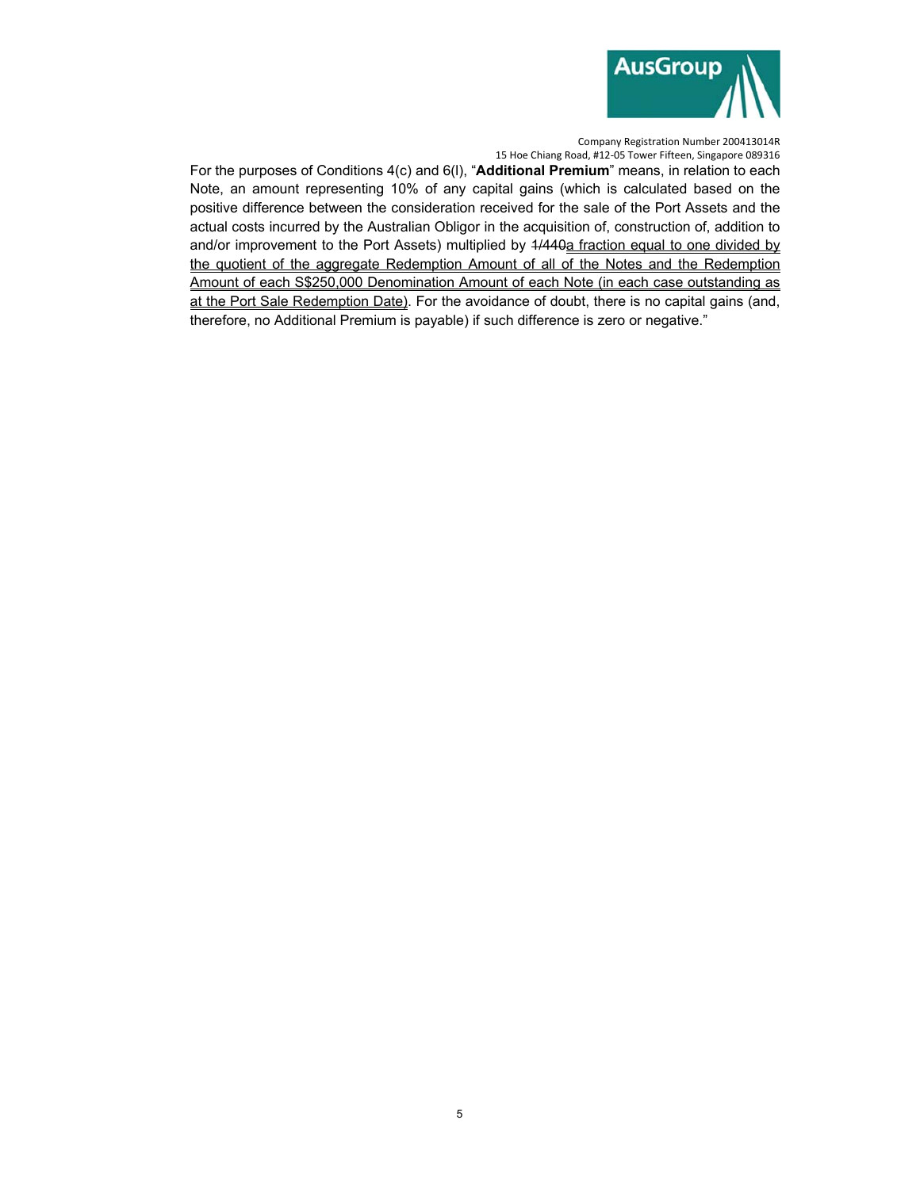For the purposes of Conditions 4(c) and 6(l), "**Additional Premium**" means, in relation to each Note, an amount representing 10% of any capital gains (which is calculated based on the positive difference between the consideration received for the sale of the Port Assets and the actual costs incurred by the Australian Obligor in the acquisition of, construction of, addition to and/or improvement to the Port Assets) multiplied by ~~1/440~~<u>a fraction equal to one divided by the quotient of the aggregate Redemption Amount of all of the Notes and the Redemption Amount of each S$250,000 Denomination Amount of each Note (in each case outstanding as at the Port Sale Redemption Date)</u>. For the avoidance of doubt, there is no capital gains (and, therefore, no Additional Premium is payable) if such difference is zero or negative."